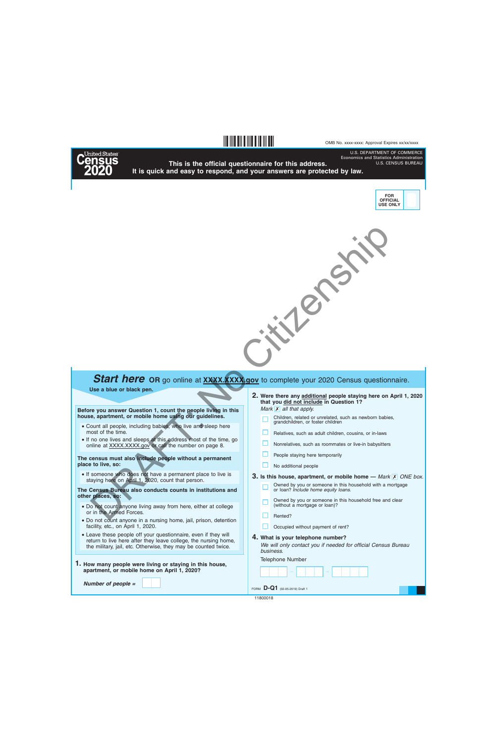OMB No. xxxx-xxxx: Approval Expires xx/xx/xxxx

United States Census 2020

U.S. DEPARTMENT OF COMMERCE
Economics and Statistics Administration
U.S. CENSUS BUREAU

**This is the official questionnaire for this address.**
**It is quick and easy to respond, and your answers are protected by law.**

FOR OFFICIAL USE ONLY

DRAFT No Citizenship

## *Start here* OR go online at XXXX.XXXX.gov to complete your 2020 Census questionnaire.

**Use a blue or black pen.**

**Before you answer Question 1, count the people living in this house, apartment, or mobile home using our guidelines.**

- Count all people, including babies, who live and sleep here most of the time.
- If no one lives and sleeps at this address most of the time, go online at XXXX.XXXX.gov or call the number on page 8.

**The census must also include people without a permanent place to live, so:**

- If someone who does not have a permanent place to live is staying here on April 1, 2020, count that person.

**The Census Bureau also conducts counts in institutions and other places, so:**

- Do not count anyone living away from here, either at college or in the Armed Forces.
- Do not count anyone in a nursing home, jail, prison, detention facility, etc., on April 1, 2020.
- Leave these people off your questionnaire, even if they will return to live here after they leave college, the nursing home, the military, jail, etc. Otherwise, they may be counted twice.

**1. How many people were living or staying in this house, apartment, or mobile home on April 1, 2020?**

*Number of people =* ☐☐

**2. Were there any additional people staying here on April 1, 2020 that you did not include in Question 1?**
*Mark* ☒ *all that apply.*

- ☐ Children, related or unrelated, such as newborn babies, grandchildren, or foster children
- ☐ Relatives, such as adult children, cousins, or in-laws
- ☐ Nonrelatives, such as roommates or live-in babysitters
- ☐ People staying here temporarily
- ☐ No additional people

**3. Is this house, apartment, or mobile home** — *Mark* ☒ *ONE box.*

- ☐ Owned by you or someone in this household with a mortgage or loan? *Include home equity loans.*
- ☐ Owned by you or someone in this household free and clear (without a mortgage or loan)?
- ☐ Rented?
- ☐ Occupied without payment of rent?

**4. What is your telephone number?**
*We will only contact you if needed for official Census Bureau business.*

Telephone Number

☐☐☐ – ☐☐☐ – ☐☐☐☐

FORM **D-Q1** (02-05-2019) Draft 1

11800018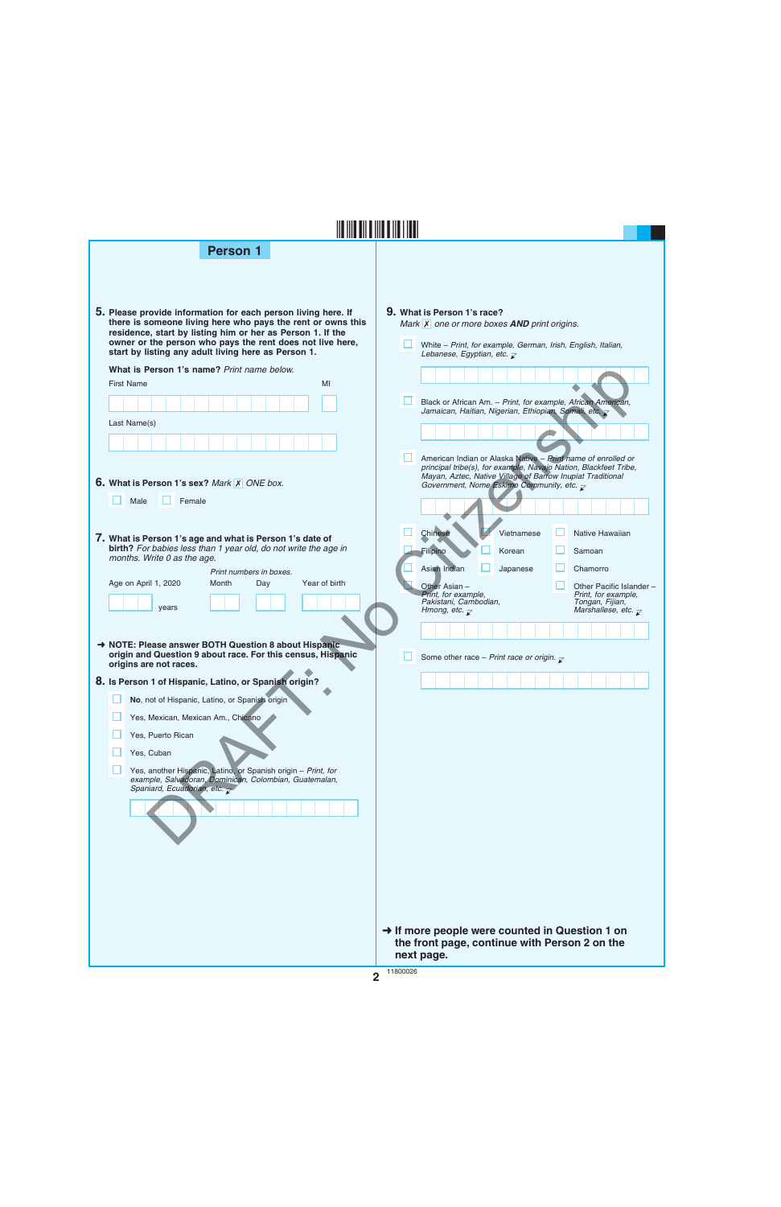## Person 1

**5.** **Please provide information for each person living here. If there is someone living here who pays the rent or owns this residence, start by listing him or her as Person 1. If the owner or the person who pays the rent does not live here, start by listing any adult living here as Person 1.**

**What is Person 1's name?** *Print name below.*

First Name | MI

Last Name(s)

**6.** **What is Person 1's sex?** *Mark ✗ ONE box.*

- ☐ Male
- ☐ Female

**7.** **What is Person 1's age and what is Person 1's date of birth?** *For babies less than 1 year old, do not write the age in months. Write 0 as the age.*

*Print numbers in boxes.*

Age on April 1, 2020 ____ years | Month | Day | Year of birth

➜ **NOTE: Please answer BOTH Question 8 about Hispanic origin and Question 9 about race. For this census, Hispanic origins are not races.**

**8.** **Is Person 1 of Hispanic, Latino, or Spanish origin?**

- ☐ **No**, not of Hispanic, Latino, or Spanish origin
- ☐ Yes, Mexican, Mexican Am., Chicano
- ☐ Yes, Puerto Rican
- ☐ Yes, Cuban
- ☐ Yes, another Hispanic, Latino, or Spanish origin – *Print, for example, Salvadoran, Dominican, Colombian, Guatemalan, Spaniard, Ecuadorian, etc.*

**9.** **What is Person 1's race?**

*Mark ✗ one or more boxes **AND** print origins.*

- ☐ White – *Print, for example, German, Irish, English, Italian, Lebanese, Egyptian, etc.*
- ☐ Black or African Am. – *Print, for example, African American, Jamaican, Haitian, Nigerian, Ethiopian, Somali, etc.*
- ☐ American Indian or Alaska Native – *Print name of enrolled or principal tribe(s), for example, Navajo Nation, Blackfeet Tribe, Mayan, Aztec, Native Village of Barrow Inupiat Traditional Government, Nome Eskimo Community, etc.*
- ☐ Chinese
- ☐ Vietnamese
- ☐ Native Hawaiian
- ☐ Filipino
- ☐ Korean
- ☐ Samoan
- ☐ Asian Indian
- ☐ Japanese
- ☐ Chamorro
- ☐ Other Asian – *Print, for example, Pakistani, Cambodian, Hmong, etc.*
- ☐ Other Pacific Islander – *Print, for example, Tongan, Fijian, Marshallese, etc.*
- ☐ Some other race – *Print race or origin.*

➜ **If more people were counted in Question 1 on the front page, continue with Person 2 on the next page.**

DRAFT: NO Citizenship

11800026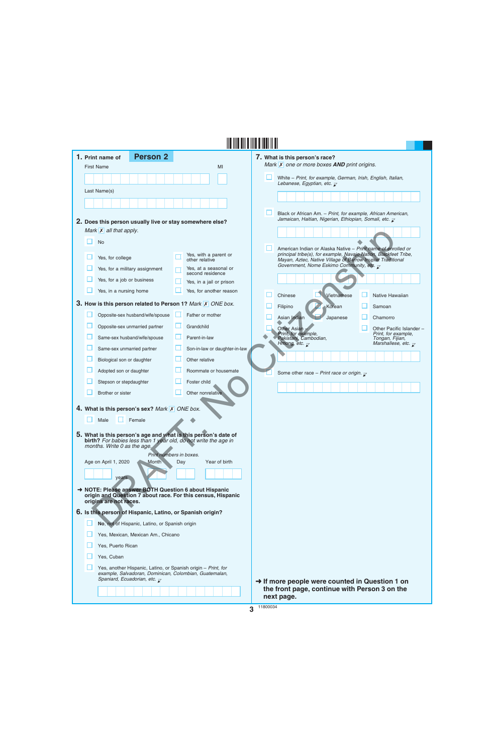DRAFT: No Citizenship

## 1. Print name of **Person 2**

First Name | MI

Last Name(s)

## 2. Does this person usually live or stay somewhere else?

*Mark ☒ all that apply.*

- ☐ No
- ☐ Yes, for college
- ☐ Yes, for a military assignment
- ☐ Yes, for a job or business
- ☐ Yes, in a nursing home
- ☐ Yes, with a parent or other relative
- ☐ Yes, at a seasonal or second residence
- ☐ Yes, in a jail or prison
- ☐ Yes, for another reason

## 3. How is this person related to Person 1? *Mark ☒ ONE box.*

- ☐ Opposite-sex husband/wife/spouse
- ☐ Opposite-sex unmarried partner
- ☐ Same-sex husband/wife/spouse
- ☐ Same-sex unmarried partner
- ☐ Biological son or daughter
- ☐ Adopted son or daughter
- ☐ Stepson or stepdaughter
- ☐ Brother or sister
- ☐ Father or mother
- ☐ Grandchild
- ☐ Parent-in-law
- ☐ Son-in-law or daughter-in-law
- ☐ Other relative
- ☐ Roommate or housemate
- ☐ Foster child
- ☐ Other nonrelative

## 4. What is this person's sex? *Mark ☒ ONE box.*

- ☐ Male
- ☐ Female

## 5. What is this person's age and what is this person's date of birth? *For babies less than 1 year old, do not write the age in months. Write 0 as the age.*

*Print numbers in boxes.*

Age on April 1, 2020 ____ years | Month | Day | Year of birth

**➜ NOTE: Please answer BOTH Question 6 about Hispanic origin and Question 7 about race. For this census, Hispanic origins are not races.**

## 6. Is this person of Hispanic, Latino, or Spanish origin?

- ☐ **No,** not of Hispanic, Latino, or Spanish origin
- ☐ Yes, Mexican, Mexican Am., Chicano
- ☐ Yes, Puerto Rican
- ☐ Yes, Cuban
- ☐ Yes, another Hispanic, Latino, or Spanish origin – *Print, for example, Salvadoran, Dominican, Colombian, Guatemalan, Spaniard, Ecuadorian, etc.*

## 7. What is this person's race?

*Mark ☒ one or more boxes **AND** print origins.*

- ☐ White – *Print, for example, German, Irish, English, Italian, Lebanese, Egyptian, etc.*
- ☐ Black or African Am. – *Print, for example, African American, Jamaican, Haitian, Nigerian, Ethiopian, Somali, etc.*
- ☐ American Indian or Alaska Native – *Print name of enrolled or principal tribe(s), for example, Navajo Nation, Blackfeet Tribe, Mayan, Aztec, Native Village of Barrow Inupiat Traditional Government, Nome Eskimo Community, etc.*
- ☐ Chinese
- ☐ Vietnamese
- ☐ Native Hawaiian
- ☐ Filipino
- ☐ Korean
- ☐ Samoan
- ☐ Asian Indian
- ☐ Japanese
- ☐ Chamorro
- ☐ Other Asian – *Print, for example, Pakistani, Cambodian, Hmong, etc.*
- ☐ Other Pacific Islander – *Print, for example, Tongan, Fijian, Marshallese, etc.*
- ☐ Some other race – *Print race or origin.*

**➜ If more people were counted in Question 1 on the front page, continue with Person 3 on the next page.**

11800034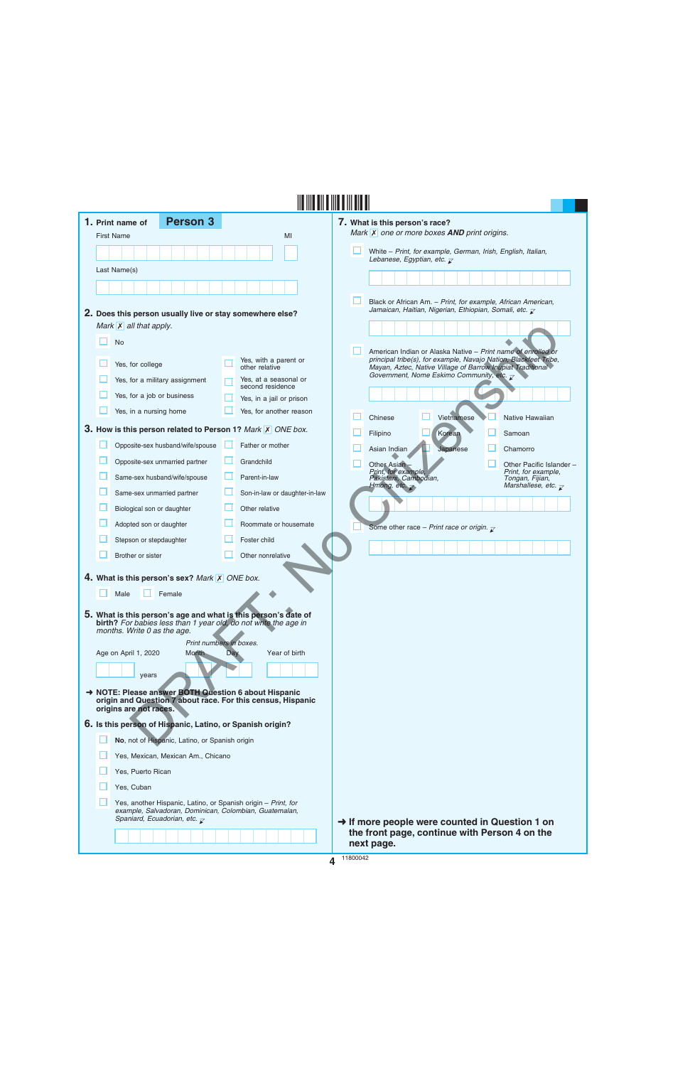## 1. Print name of **Person 3**

First Name

MI

Last Name(s)

## 2. Does this person usually live or stay somewhere else?

*Mark* ☒ *all that apply.*

- ☐ No
- ☐ Yes, for college
- ☐ Yes, for a military assignment
- ☐ Yes, for a job or business
- ☐ Yes, in a nursing home
- ☐ Yes, with a parent or other relative
- ☐ Yes, at a seasonal or second residence
- ☐ Yes, in a jail or prison
- ☐ Yes, for another reason

## 3. How is this person related to Person 1? *Mark* ☒ *ONE box.*

- ☐ Opposite-sex husband/wife/spouse
- ☐ Opposite-sex unmarried partner
- ☐ Same-sex husband/wife/spouse
- ☐ Same-sex unmarried partner
- ☐ Biological son or daughter
- ☐ Adopted son or daughter
- ☐ Stepson or stepdaughter
- ☐ Brother or sister
- ☐ Father or mother
- ☐ Grandchild
- ☐ Parent-in-law
- ☐ Son-in-law or daughter-in-law
- ☐ Other relative
- ☐ Roommate or housemate
- ☐ Foster child
- ☐ Other nonrelative

## 4. What is this person's sex? *Mark* ☒ *ONE box.*

- ☐ Male
- ☐ Female

## 5. What is this person's age and what is this person's date of birth? *For babies less than 1 year old, do not write the age in months. Write 0 as the age.*

*Print numbers in boxes.*

Age on April 1, 2020 ______ years

Month ______ Day ______ Year of birth ______

➜ **NOTE: Please answer BOTH Question 6 about Hispanic origin and Question 7 about race. For this census, Hispanic origins are not races.**

## 6. Is this person of Hispanic, Latino, or Spanish origin?

- ☐ **No**, not of Hispanic, Latino, or Spanish origin
- ☐ Yes, Mexican, Mexican Am., Chicano
- ☐ Yes, Puerto Rican
- ☐ Yes, Cuban
- ☐ Yes, another Hispanic, Latino, or Spanish origin – *Print, for example, Salvadoran, Dominican, Colombian, Guatemalan, Spaniard, Ecuadorian, etc.*

## 7. What is this person's race?

*Mark* ☒ *one or more boxes* ***AND*** *print origins.*

- ☐ White – *Print, for example, German, Irish, English, Italian, Lebanese, Egyptian, etc.*
- ☐ Black or African Am. – *Print, for example, African American, Jamaican, Haitian, Nigerian, Ethiopian, Somali, etc.*
- ☐ American Indian or Alaska Native – *Print name of enrolled or principal tribe(s), for example, Navajo Nation, Blackfeet Tribe, Mayan, Aztec, Native Village of Barrow Inupiat Traditional Government, Nome Eskimo Community, etc.*
- ☐ Chinese
- ☐ Filipino
- ☐ Asian Indian
- ☐ Other Asian – *Print, for example, Pakistani, Cambodian, Hmong, etc.*
- ☐ Vietnamese
- ☐ Korean
- ☐ Japanese
- ☐ Native Hawaiian
- ☐ Samoan
- ☐ Chamorro
- ☐ Other Pacific Islander – *Print, for example, Tongan, Fijian, Marshallese, etc.*
- ☐ Some other race – *Print race or origin.*

➜ **If more people were counted in Question 1 on the front page, continue with Person 4 on the next page.**

DRAFT: No Citizenship

11800042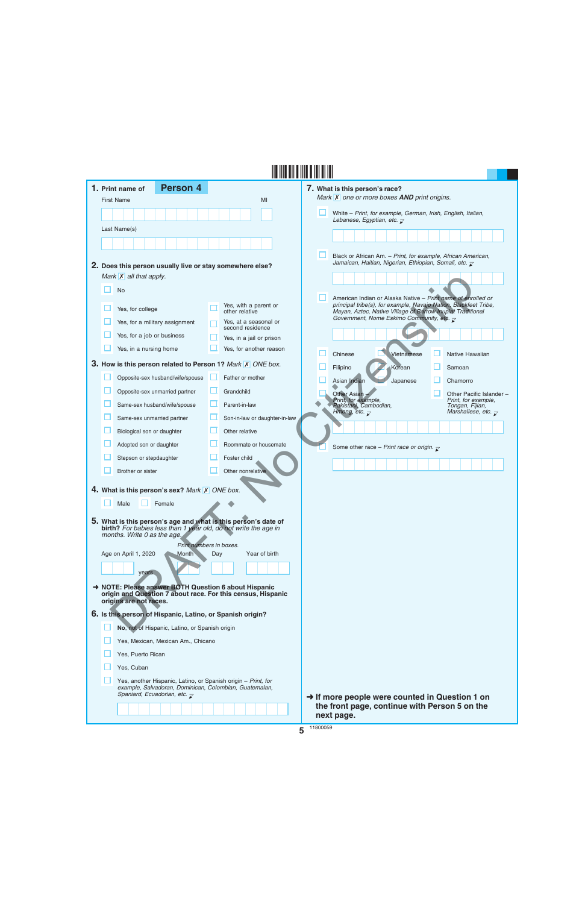**1. Print name of Person 4**

First Name MI

Last Name(s)

**2. Does this person usually live or stay somewhere else?** *Mark ☒ all that apply.*

- ☐ No
- ☐ Yes, for college
- ☐ Yes, for a military assignment
- ☐ Yes, for a job or business
- ☐ Yes, in a nursing home
- ☐ Yes, with a parent or other relative
- ☐ Yes, at a seasonal or second residence
- ☐ Yes, in a jail or prison
- ☐ Yes, for another reason

**3. How is this person related to Person 1?** *Mark ☒ ONE box.*

- ☐ Opposite-sex husband/wife/spouse
- ☐ Opposite-sex unmarried partner
- ☐ Same-sex husband/wife/spouse
- ☐ Same-sex unmarried partner
- ☐ Biological son or daughter
- ☐ Adopted son or daughter
- ☐ Stepson or stepdaughter
- ☐ Brother or sister
- ☐ Father or mother
- ☐ Grandchild
- ☐ Parent-in-law
- ☐ Son-in-law or daughter-in-law
- ☐ Other relative
- ☐ Roommate or housemate
- ☐ Foster child
- ☐ Other nonrelative

**4. What is this person's sex?** *Mark ☒ ONE box.*

- ☐ Male
- ☐ Female

**5. What is this person's age and what is this person's date of birth?** *For babies less than 1 year old, do not write the age in months. Write 0 as the age.*

*Print numbers in boxes.*

Age on April 1, 2020 ___ years | Month | Day | Year of birth

**➜ NOTE: Please answer BOTH Question 6 about Hispanic origin and Question 7 about race. For this census, Hispanic origins are not races.**

**6. Is this person of Hispanic, Latino, or Spanish origin?**

- ☐ **No,** not of Hispanic, Latino, or Spanish origin
- ☐ Yes, Mexican, Mexican Am., Chicano
- ☐ Yes, Puerto Rican
- ☐ Yes, Cuban
- ☐ Yes, another Hispanic, Latino, or Spanish origin – *Print, for example, Salvadoran, Dominican, Colombian, Guatemalan, Spaniard, Ecuadorian, etc.*

**7. What is this person's race?** *Mark ☒ one or more boxes* ***AND*** *print origins.*

- ☐ White – *Print, for example, German, Irish, English, Italian, Lebanese, Egyptian, etc.*
- ☐ Black or African Am. – *Print, for example, African American, Jamaican, Haitian, Nigerian, Ethiopian, Somali, etc.*
- ☐ American Indian or Alaska Native – *Print name of enrolled or principal tribe(s), for example, Navajo Nation, Blackfeet Tribe, Mayan, Aztec, Native Village of Barrow Inupiat Traditional Government, Nome Eskimo Community, etc.*
- ☐ Chinese
- ☐ Vietnamese
- ☐ Native Hawaiian
- ☐ Filipino
- ☐ Korean
- ☐ Samoan
- ☐ Asian Indian
- ☐ Japanese
- ☐ Chamorro
- ☐ Other Asian – *Print, for example, Pakistani, Cambodian, Hmong, etc.*
- ☐ Other Pacific Islander – *Print, for example, Tongan, Fijian, Marshallese, etc.*
- ☐ Some other race – *Print race or origin.*

**➜ If more people were counted in Question 1 on the front page, continue with Person 5 on the next page.**

DRAFT: No Citizenship

11800059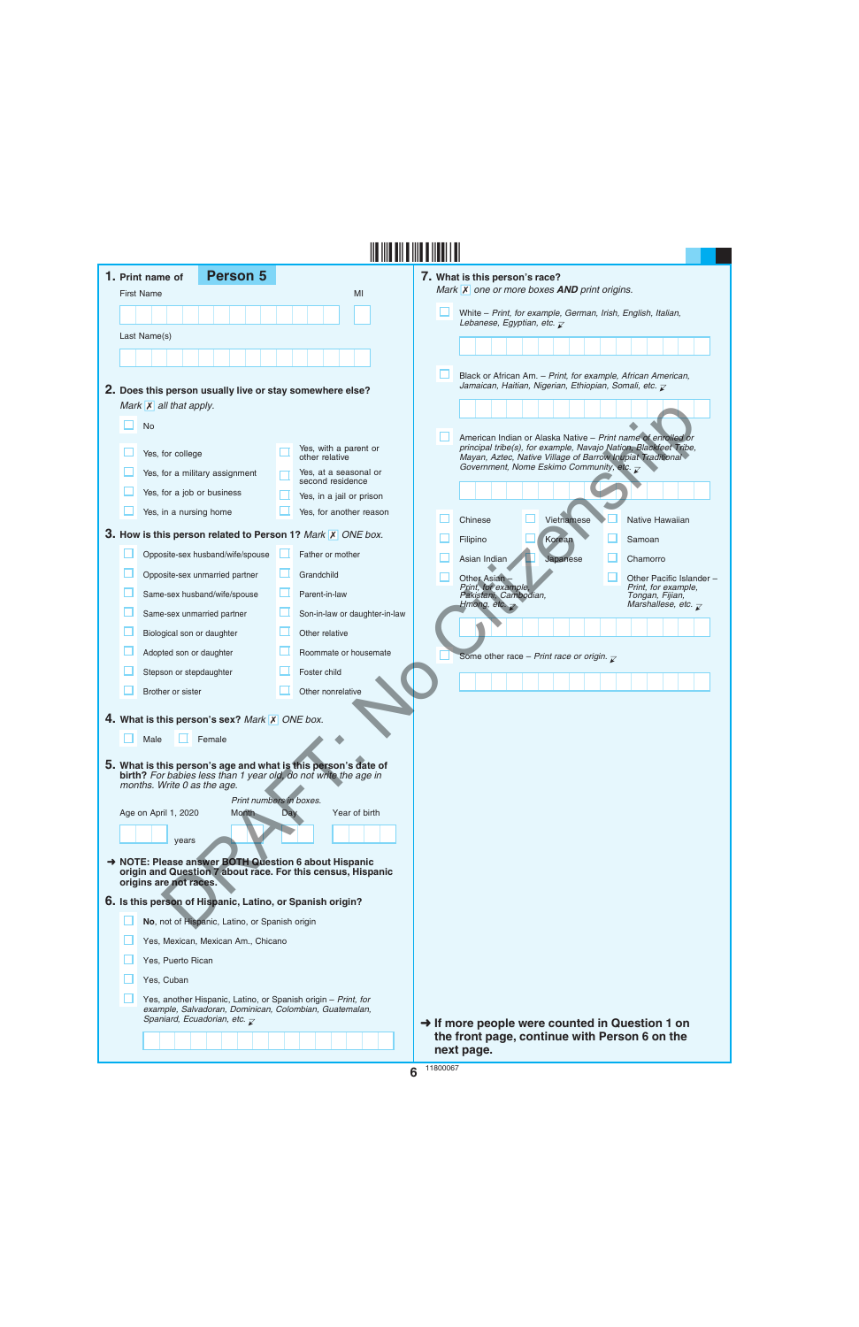DRAFT. No Citizenship

## 1. Print name of **Person 5**

First Name MI

Last Name(s)

## 2. Does this person usually live or stay somewhere else?

*Mark* ☒ *all that apply.*

- ☐ No
- ☐ Yes, for college
- ☐ Yes, for a military assignment
- ☐ Yes, for a job or business
- ☐ Yes, in a nursing home
- ☐ Yes, with a parent or other relative
- ☐ Yes, at a seasonal or second residence
- ☐ Yes, in a jail or prison
- ☐ Yes, for another reason

## 3. How is this person related to Person 1? *Mark* ☒ *ONE box.*

- ☐ Opposite-sex husband/wife/spouse
- ☐ Opposite-sex unmarried partner
- ☐ Same-sex husband/wife/spouse
- ☐ Same-sex unmarried partner
- ☐ Biological son or daughter
- ☐ Adopted son or daughter
- ☐ Stepson or stepdaughter
- ☐ Brother or sister
- ☐ Father or mother
- ☐ Grandchild
- ☐ Parent-in-law
- ☐ Son-in-law or daughter-in-law
- ☐ Other relative
- ☐ Roommate or housemate
- ☐ Foster child
- ☐ Other nonrelative

## 4. What is this person's sex? *Mark* ☒ *ONE box.*

- ☐ Male
- ☐ Female

## 5. What is this person's age and what is this person's date of birth? *For babies less than 1 year old, do not write the age in months. Write 0 as the age.*

*Print numbers in boxes.*

Age on April 1, 2020 ______ years

Month ____ Day ____ Year of birth ______

➜ **NOTE: Please answer BOTH Question 6 about Hispanic origin and Question 7 about race. For this census, Hispanic origins are not races.**

## 6. Is this person of Hispanic, Latino, or Spanish origin?

- ☐ **No**, not of Hispanic, Latino, or Spanish origin
- ☐ Yes, Mexican, Mexican Am., Chicano
- ☐ Yes, Puerto Rican
- ☐ Yes, Cuban
- ☐ Yes, another Hispanic, Latino, or Spanish origin – *Print, for example, Salvadoran, Dominican, Colombian, Guatemalan, Spaniard, Ecuadorian, etc.* ↙

## 7. What is this person's race?

*Mark* ☒ *one or more boxes* ***AND*** *print origins.*

- ☐ White – *Print, for example, German, Irish, English, Italian, Lebanese, Egyptian, etc.* ↙
- ☐ Black or African Am. – *Print, for example, African American, Jamaican, Haitian, Nigerian, Ethiopian, Somali, etc.* ↙
- ☐ American Indian or Alaska Native – *Print name of enrolled or principal tribe(s), for example, Navajo Nation, Blackfeet Tribe, Mayan, Aztec, Native Village of Barrow Inupiat Traditional Government, Nome Eskimo Community, etc.* ↙
- ☐ Chinese
- ☐ Filipino
- ☐ Asian Indian
- ☐ Vietnamese
- ☐ Korean
- ☐ Japanese
- ☐ Native Hawaiian
- ☐ Samoan
- ☐ Chamorro
- ☐ Other Asian – *Print, for example, Pakistani, Cambodian, Hmong, etc.* ↙
- ☐ Other Pacific Islander – *Print, for example, Tongan, Fijian, Marshallese, etc.* ↙
- ☐ Some other race – *Print race or origin.* ↙

➜ **If more people were counted in Question 1 on the front page, continue with Person 6 on the next page.**

11800067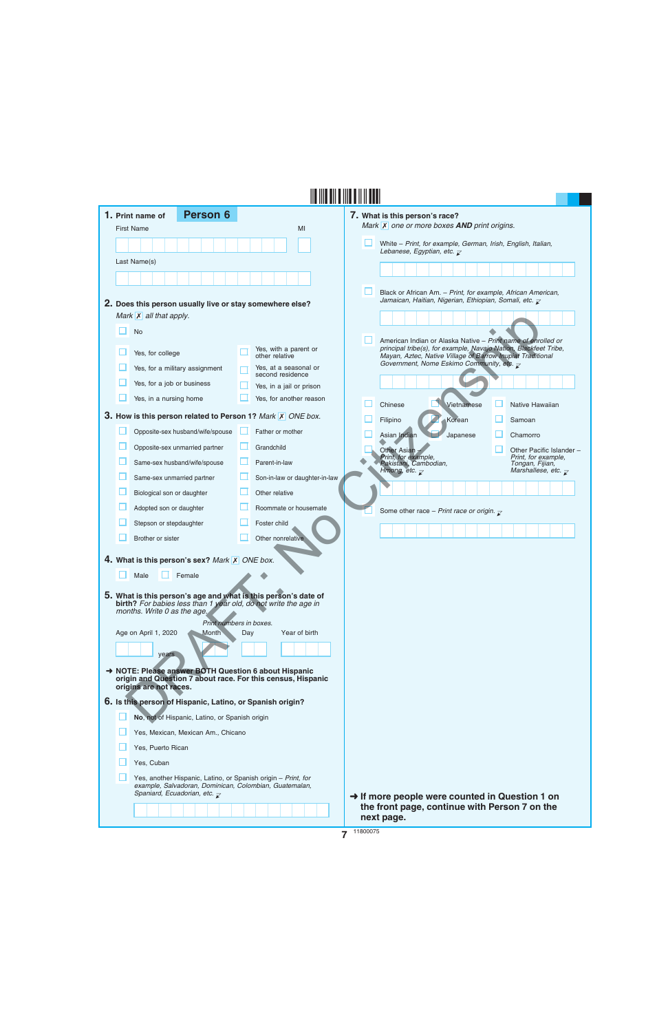**1. Print name of Person 6**

First Name MI

Last Name(s)

**2. Does this person usually live or stay somewhere else?** *Mark ✗ all that apply.*

- ☐ No
- ☐ Yes, for college
- ☐ Yes, for a military assignment
- ☐ Yes, for a job or business
- ☐ Yes, in a nursing home
- ☐ Yes, with a parent or other relative
- ☐ Yes, at a seasonal or second residence
- ☐ Yes, in a jail or prison
- ☐ Yes, for another reason

**3. How is this person related to Person 1?** *Mark ✗ ONE box.*

- ☐ Opposite-sex husband/wife/spouse
- ☐ Opposite-sex unmarried partner
- ☐ Same-sex husband/wife/spouse
- ☐ Same-sex unmarried partner
- ☐ Biological son or daughter
- ☐ Adopted son or daughter
- ☐ Stepson or stepdaughter
- ☐ Brother or sister
- ☐ Father or mother
- ☐ Grandchild
- ☐ Parent-in-law
- ☐ Son-in-law or daughter-in-law
- ☐ Other relative
- ☐ Roommate or housemate
- ☐ Foster child
- ☐ Other nonrelative

**4. What is this person's sex?** *Mark ✗ ONE box.*

- ☐ Male
- ☐ Female

**5. What is this person's age and what is this person's date of birth?** *For babies less than 1 year old, do not write the age in months. Write 0 as the age.*

*Print numbers in boxes.*

Age on April 1, 2020 ______ years | Month | Day | Year of birth

**→ NOTE: Please answer BOTH Question 6 about Hispanic origin and Question 7 about race. For this census, Hispanic origins are not races.**

**6. Is this person of Hispanic, Latino, or Spanish origin?**

- ☐ No, not of Hispanic, Latino, or Spanish origin
- ☐ Yes, Mexican, Mexican Am., Chicano
- ☐ Yes, Puerto Rican
- ☐ Yes, Cuban
- ☐ Yes, another Hispanic, Latino, or Spanish origin – *Print, for example, Salvadoran, Dominican, Colombian, Guatemalan, Spaniard, Ecuadorian, etc.*

**7. What is this person's race?** *Mark ✗ one or more boxes **AND** print origins.*

- ☐ White – *Print, for example, German, Irish, English, Italian, Lebanese, Egyptian, etc.*
- ☐ Black or African Am. – *Print, for example, African American, Jamaican, Haitian, Nigerian, Ethiopian, Somali, etc.*
- ☐ American Indian or Alaska Native – *Print name of enrolled or principal tribe(s), for example, Navajo Nation, Blackfeet Tribe, Mayan, Aztec, Native Village of Barrow Inupiat Traditional Government, Nome Eskimo Community, etc.*
- ☐ Chinese
- ☐ Vietnamese
- ☐ Native Hawaiian
- ☐ Filipino
- ☐ Korean
- ☐ Samoan
- ☐ Asian Indian
- ☐ Japanese
- ☐ Chamorro
- ☐ Other Asian – *Print, for example, Pakistani, Cambodian, Hmong, etc.*
- ☐ Other Pacific Islander – *Print, for example, Tongan, Fijian, Marshallese, etc.*
- ☐ Some other race – *Print race or origin.*

**→ If more people were counted in Question 1 on the front page, continue with Person 7 on the next page.**

DRAFT: No Citizenship

11800075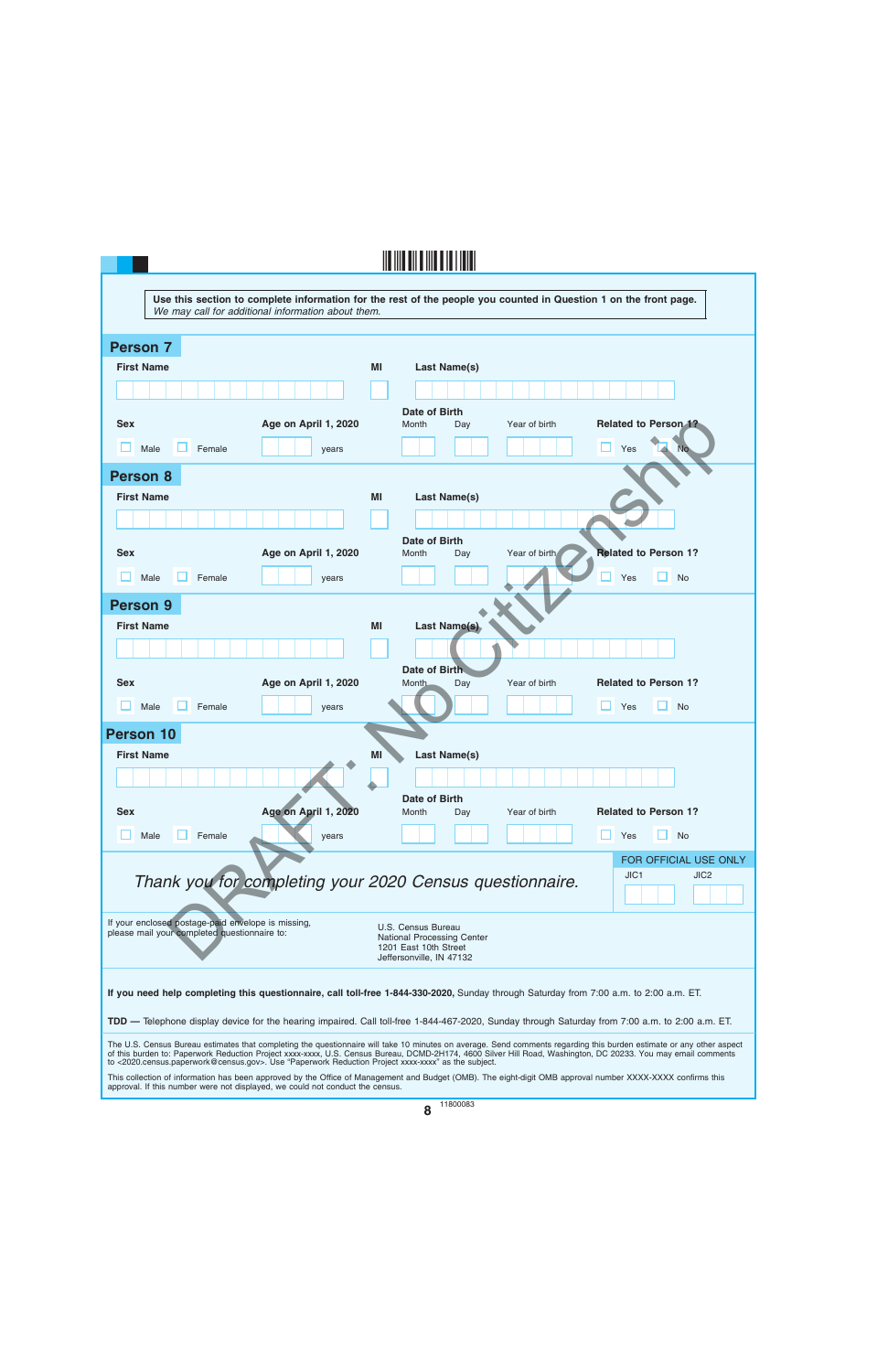**Use this section to complete information for the rest of the people you counted in Question 1 on the front page.**
*We may call for additional information about them.*

## Person 7

**First Name** **MI** **Last Name(s)**

**Sex** ☐ Male ☐ Female

**Age on April 1, 2020** ____ years

**Date of Birth** Month Day Year of birth

**Related to Person 1?** ☐ Yes ☐ No

## Person 8

**First Name** **MI** **Last Name(s)**

**Sex** ☐ Male ☐ Female

**Age on April 1, 2020** ____ years

**Date of Birth** Month Day Year of birth

**Related to Person 1?** ☐ Yes ☐ No

## Person 9

**First Name** **MI** **Last Name(s)**

**Sex** ☐ Male ☐ Female

**Age on April 1, 2020** ____ years

**Date of Birth** Month Day Year of birth

**Related to Person 1?** ☐ Yes ☐ No

## Person 10

**First Name** **MI** **Last Name(s)**

**Sex** ☐ Male ☐ Female

**Age on April 1, 2020** ____ years

**Date of Birth** Month Day Year of birth

**Related to Person 1?** ☐ Yes ☐ No

DRAFT: No Citizenship

*Thank you for completing your 2020 Census questionnaire.*

FOR OFFICIAL USE ONLY
JIC1 JIC2

If your enclosed postage-paid envelope is missing, please mail your completed questionnaire to:

U.S. Census Bureau
National Processing Center
1201 East 10th Street
Jeffersonville, IN 47132

**If you need help completing this questionnaire, call toll-free 1-844-330-2020,** Sunday through Saturday from 7:00 a.m. to 2:00 a.m. ET.

**TDD —** Telephone display device for the hearing impaired. Call toll-free 1-844-467-2020, Sunday through Saturday from 7:00 a.m. to 2:00 a.m. ET.

The U.S. Census Bureau estimates that completing the questionnaire will take 10 minutes on average. Send comments regarding this burden estimate or any other aspect of this burden to: Paperwork Reduction Project xxxx-xxxx, U.S. Census Bureau, DCMD-2H174, 4600 Silver Hill Road, Washington, DC 20233. You may email comments to <2020.census.paperwork@census.gov>. Use "Paperwork Reduction Project xxxx-xxxx" as the subject.

This collection of information has been approved by the Office of Management and Budget (OMB). The eight-digit OMB approval number XXXX-XXXX confirms this approval. If this number were not displayed, we could not conduct the census.

11800083